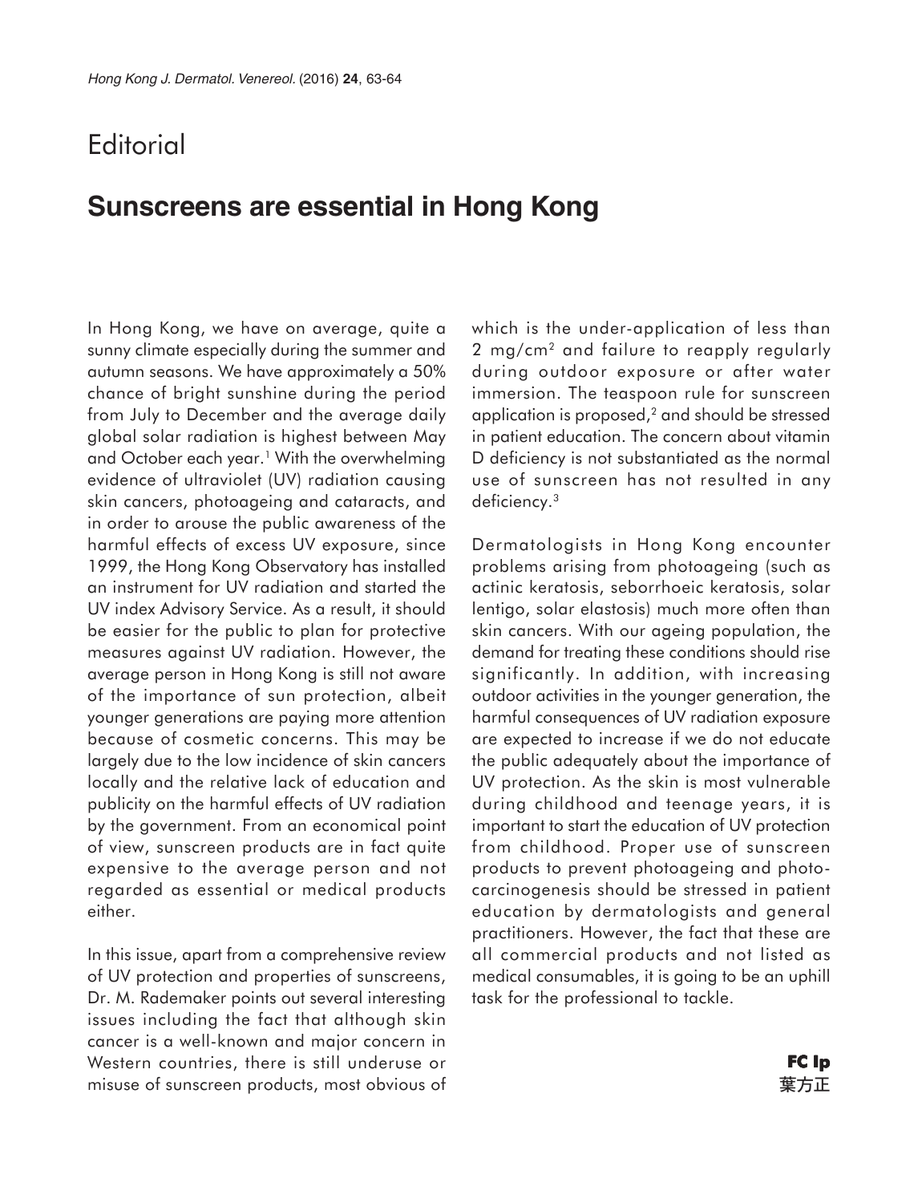# Editorial

## Sunscreens are essential in Hong Kong

In Hong Kong, we have on average, quite a sunny climate especially during the summer and autumn seasons. We have approximately a 50% chance of bright sunshine during the period from July to December and the average daily global solar radiation is highest between May and October each year.[1] With the overwhelming evidence of ultraviolet (UV) radiation causing skin cancers, photoageing and cataracts, and in order to arouse the public awareness of the harmful effects of excess UV exposure, since 1999, the Hong Kong Observatory has installed an instrument for UV radiation and started the UV index Advisory Service. As a result, it should be easier for the public to plan for protective measures against UV radiation. However, the average person in Hong Kong is still not aware of the importance of sun protection, albeit younger generations are paying more attention because of cosmetic concerns. This may be largely due to the low incidence of skin cancers locally and the relative lack of education and publicity on the harmful effects of UV radiation by the government. From an economical point of view, sunscreen products are in fact quite expensive to the average person and not regarded as essential or medical products either.

In this issue, apart from a comprehensive review of UV protection and properties of sunscreens, Dr. M. Rademaker points out several interesting issues including the fact that although skin cancer is a well-known and major concern in Western countries, there is still underuse or misuse of sunscreen products, most obvious of which is the under-application of less than 2 $mg/cm^2$ and failure to reapply regularly during outdoor exposure or after water immersion. The teaspoon rule for sunscreen application is proposed,[2] and should be stressed in patient education. The concern about vitamin D deficiency is not substantiated as the normal use of sunscreen has not resulted in any deficiency.[3]

Dermatologists in Hong Kong encounter problems arising from photoageing (such as actinic keratosis, seborrhoeic keratosis, solar lentigo, solar elastosis) much more often than skin cancers. With our ageing population, the demand for treating these conditions should rise significantly. In addition, with increasing outdoor activities in the younger generation, the harmful consequences of UV radiation exposure are expected to increase if we do not educate the public adequately about the importance of UV protection. As the skin is most vulnerable during childhood and teenage years, it is important to start the education of UV protection from childhood. Proper use of sunscreen products to prevent photoageing and photo-carcinogenesis should be stressed in patient education by dermatologists and general practitioners. However, the fact that these are all commercial products and not listed as medical consumables, it is going to be an uphill task for the professional to tackle.

**FC Ip**
葉方正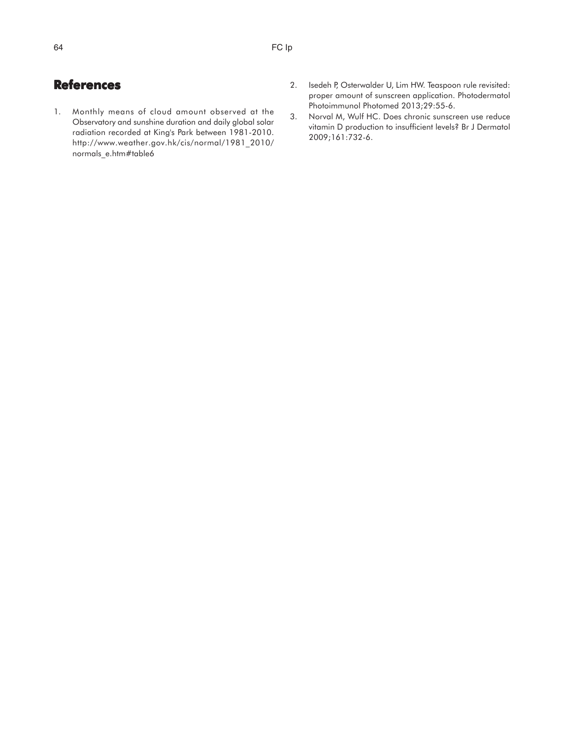## References

1. Monthly means of cloud amount observed at the Observatory and sunshine duration and daily global solar radiation recorded at King's Park between 1981-2010. http://www.weather.gov.hk/cis/normal/1981_2010/normals_e.htm#table6
2. Isedeh P, Osterwalder U, Lim HW. Teaspoon rule revisited: proper amount of sunscreen application. Photodermatol Photoimmunol Photomed 2013;29:55-6.
3. Norval M, Wulf HC. Does chronic sunscreen use reduce vitamin D production to insufficient levels? Br J Dermatol 2009;161:732-6.